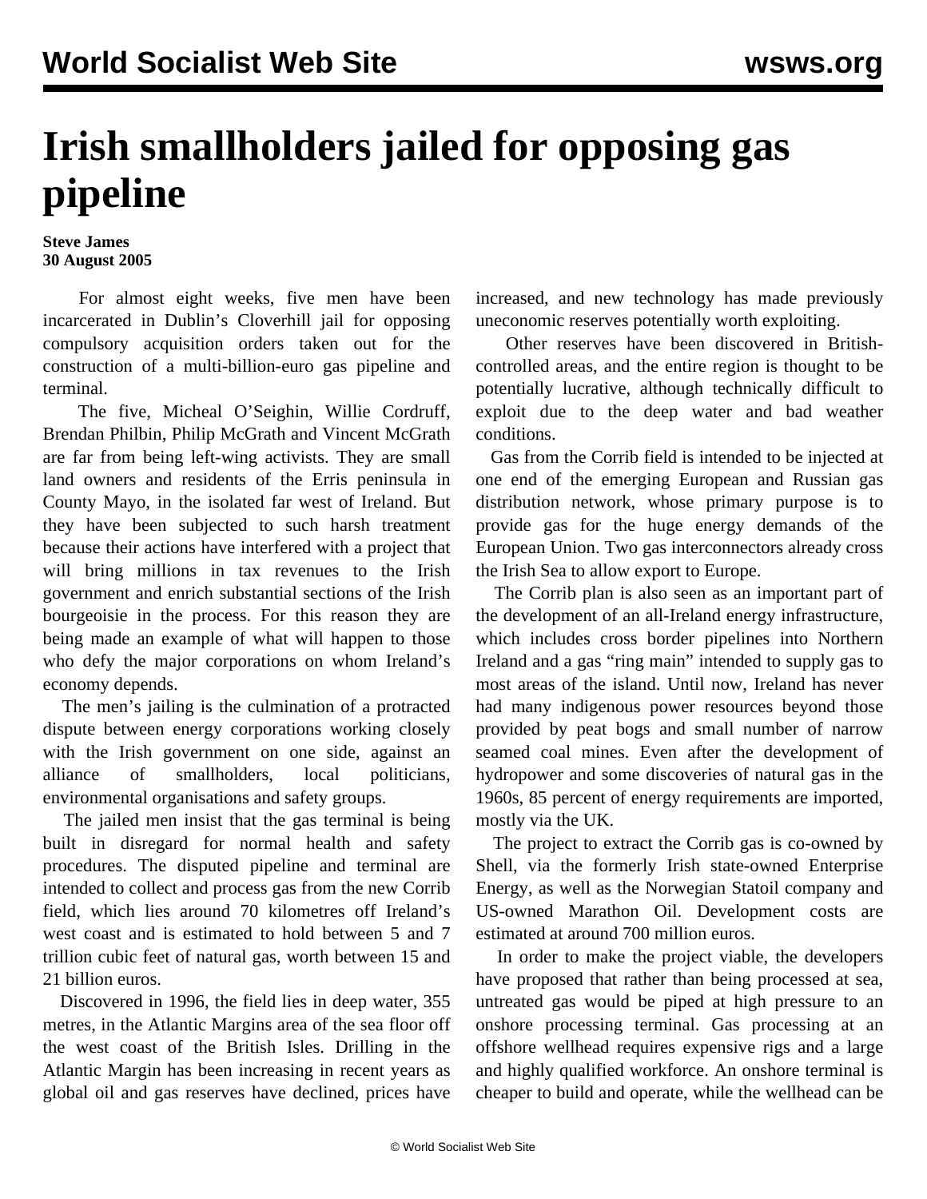# Irish smallholders jailed for opposing gas pipeline

**Steve James**
**30 August 2005**

For almost eight weeks, five men have been incarcerated in Dublin's Cloverhill jail for opposing compulsory acquisition orders taken out for the construction of a multi-billion-euro gas pipeline and terminal.

The five, Micheal O'Seighin, Willie Cordruff, Brendan Philbin, Philip McGrath and Vincent McGrath are far from being left-wing activists. They are small land owners and residents of the Erris peninsula in County Mayo, in the isolated far west of Ireland. But they have been subjected to such harsh treatment because their actions have interfered with a project that will bring millions in tax revenues to the Irish government and enrich substantial sections of the Irish bourgeoisie in the process. For this reason they are being made an example of what will happen to those who defy the major corporations on whom Ireland's economy depends.

The men's jailing is the culmination of a protracted dispute between energy corporations working closely with the Irish government on one side, against an alliance of smallholders, local politicians, environmental organisations and safety groups.

The jailed men insist that the gas terminal is being built in disregard for normal health and safety procedures. The disputed pipeline and terminal are intended to collect and process gas from the new Corrib field, which lies around 70 kilometres off Ireland's west coast and is estimated to hold between 5 and 7 trillion cubic feet of natural gas, worth between 15 and 21 billion euros.

Discovered in 1996, the field lies in deep water, 355 metres, in the Atlantic Margins area of the sea floor off the west coast of the British Isles. Drilling in the Atlantic Margin has been increasing in recent years as global oil and gas reserves have declined, prices have increased, and new technology has made previously uneconomic reserves potentially worth exploiting.

Other reserves have been discovered in British-controlled areas, and the entire region is thought to be potentially lucrative, although technically difficult to exploit due to the deep water and bad weather conditions.

Gas from the Corrib field is intended to be injected at one end of the emerging European and Russian gas distribution network, whose primary purpose is to provide gas for the huge energy demands of the European Union. Two gas interconnectors already cross the Irish Sea to allow export to Europe.

The Corrib plan is also seen as an important part of the development of an all-Ireland energy infrastructure, which includes cross border pipelines into Northern Ireland and a gas "ring main" intended to supply gas to most areas of the island. Until now, Ireland has never had many indigenous power resources beyond those provided by peat bogs and small number of narrow seamed coal mines. Even after the development of hydropower and some discoveries of natural gas in the 1960s, 85 percent of energy requirements are imported, mostly via the UK.

The project to extract the Corrib gas is co-owned by Shell, via the formerly Irish state-owned Enterprise Energy, as well as the Norwegian Statoil company and US-owned Marathon Oil. Development costs are estimated at around 700 million euros.

In order to make the project viable, the developers have proposed that rather than being processed at sea, untreated gas would be piped at high pressure to an onshore processing terminal. Gas processing at an offshore wellhead requires expensive rigs and a large and highly qualified workforce. An onshore terminal is cheaper to build and operate, while the wellhead can be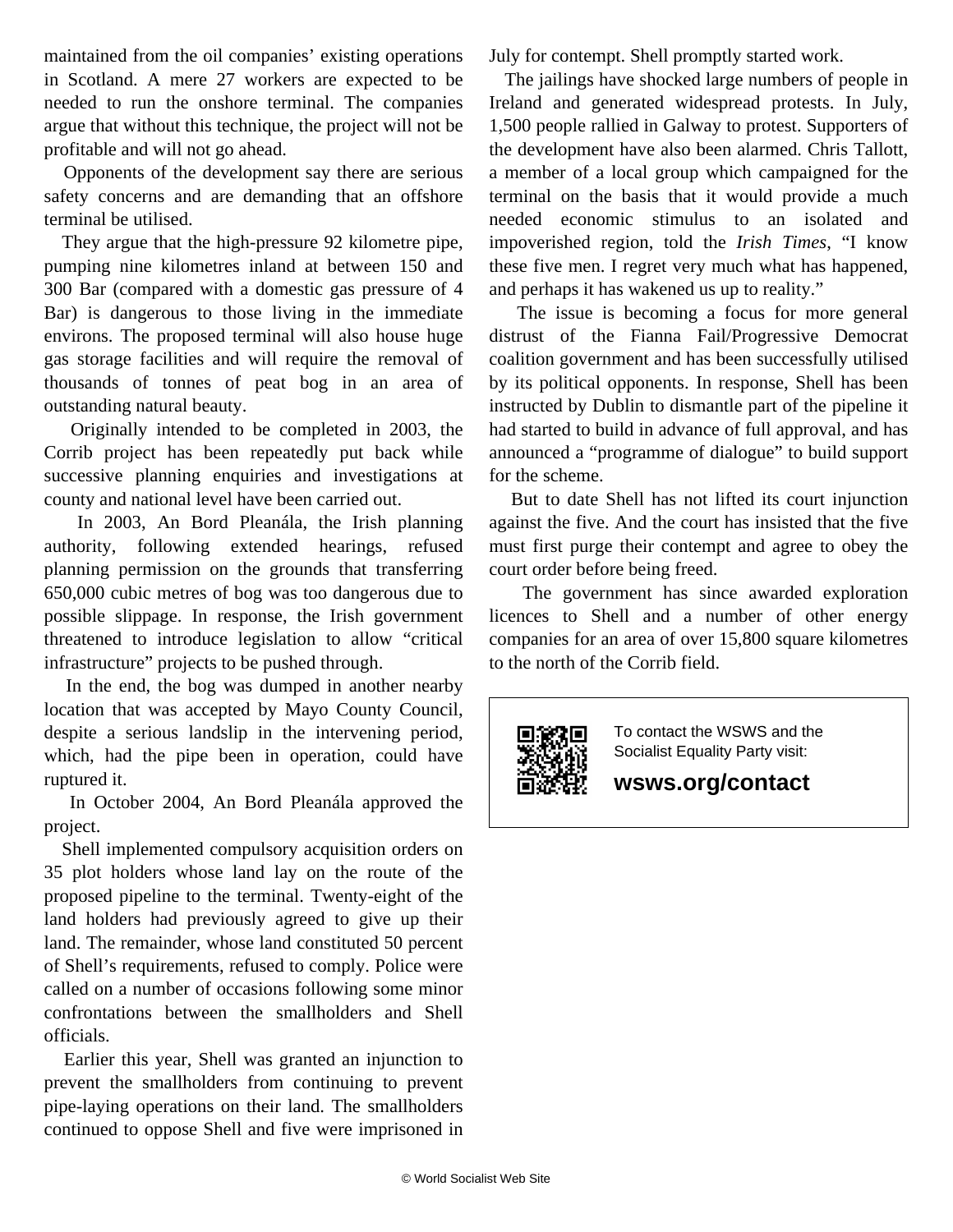maintained from the oil companies' existing operations in Scotland. A mere 27 workers are expected to be needed to run the onshore terminal. The companies argue that without this technique, the project will not be profitable and will not go ahead.

Opponents of the development say there are serious safety concerns and are demanding that an offshore terminal be utilised.

They argue that the high-pressure 92 kilometre pipe, pumping nine kilometres inland at between 150 and 300 Bar (compared with a domestic gas pressure of 4 Bar) is dangerous to those living in the immediate environs. The proposed terminal will also house huge gas storage facilities and will require the removal of thousands of tonnes of peat bog in an area of outstanding natural beauty.

Originally intended to be completed in 2003, the Corrib project has been repeatedly put back while successive planning enquiries and investigations at county and national level have been carried out.

In 2003, An Bord Pleanála, the Irish planning authority, following extended hearings, refused planning permission on the grounds that transferring 650,000 cubic metres of bog was too dangerous due to possible slippage. In response, the Irish government threatened to introduce legislation to allow "critical infrastructure" projects to be pushed through.

In the end, the bog was dumped in another nearby location that was accepted by Mayo County Council, despite a serious landslip in the intervening period, which, had the pipe been in operation, could have ruptured it.

In October 2004, An Bord Pleanála approved the project.

Shell implemented compulsory acquisition orders on 35 plot holders whose land lay on the route of the proposed pipeline to the terminal. Twenty-eight of the land holders had previously agreed to give up their land. The remainder, whose land constituted 50 percent of Shell's requirements, refused to comply. Police were called on a number of occasions following some minor confrontations between the smallholders and Shell officials.

Earlier this year, Shell was granted an injunction to prevent the smallholders from continuing to prevent pipe-laying operations on their land. The smallholders continued to oppose Shell and five were imprisoned in July for contempt. Shell promptly started work.

The jailings have shocked large numbers of people in Ireland and generated widespread protests. In July, 1,500 people rallied in Galway to protest. Supporters of the development have also been alarmed. Chris Tallott, a member of a local group which campaigned for the terminal on the basis that it would provide a much needed economic stimulus to an isolated and impoverished region, told the *Irish Times*, "I know these five men. I regret very much what has happened, and perhaps it has wakened us up to reality."

The issue is becoming a focus for more general distrust of the Fianna Fail/Progressive Democrat coalition government and has been successfully utilised by its political opponents. In response, Shell has been instructed by Dublin to dismantle part of the pipeline it had started to build in advance of full approval, and has announced a "programme of dialogue" to build support for the scheme.

But to date Shell has not lifted its court injunction against the five. And the court has insisted that the five must first purge their contempt and agree to obey the court order before being freed.

The government has since awarded exploration licences to Shell and a number of other energy companies for an area of over 15,800 square kilometres to the north of the Corrib field.

To contact the WSWS and the Socialist Equality Party visit:

**wsws.org/contact**